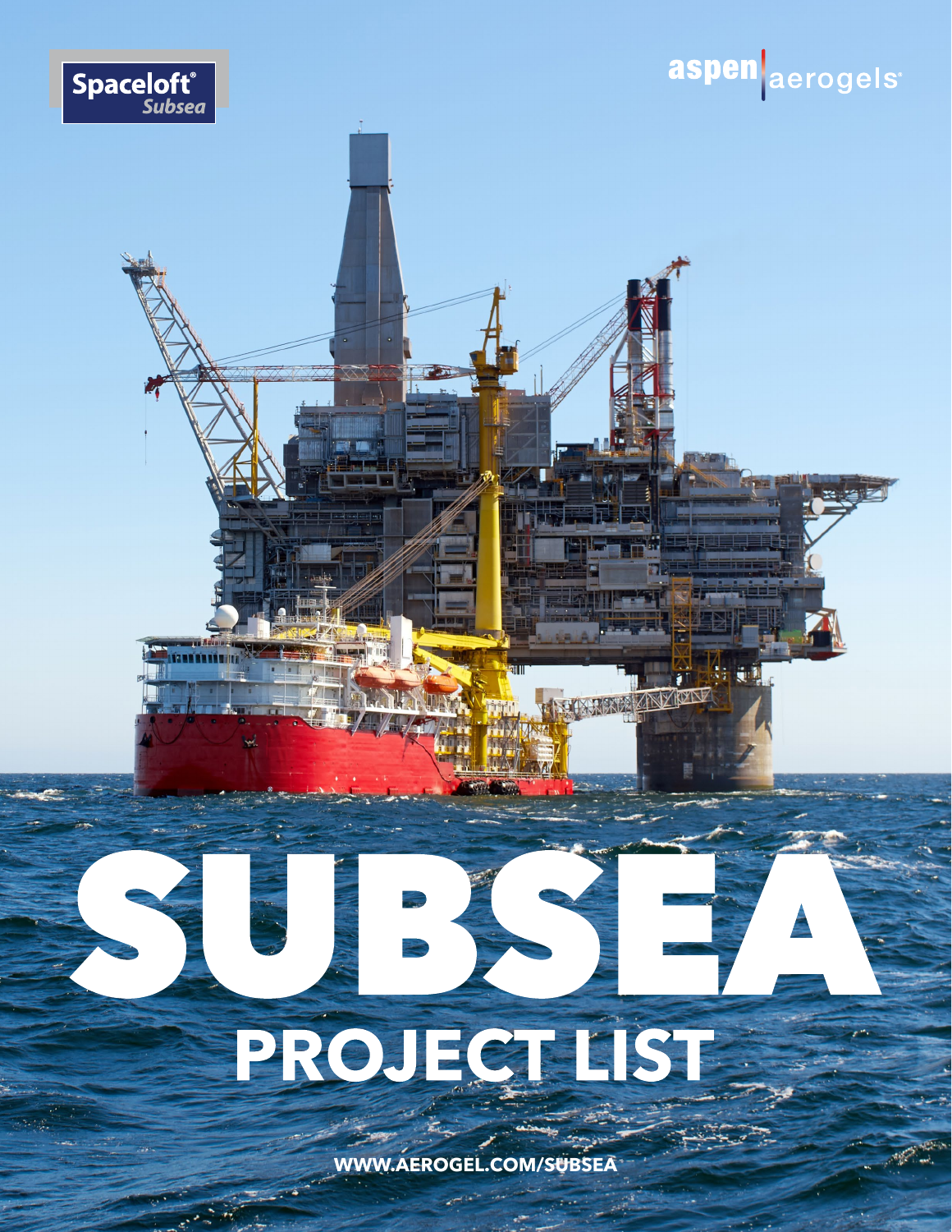Spaceloft® Subsea

aspen aerogels®

# SUBSEA

## PROJECT LIST

WWW.AEROGEL.COM/SUBSEA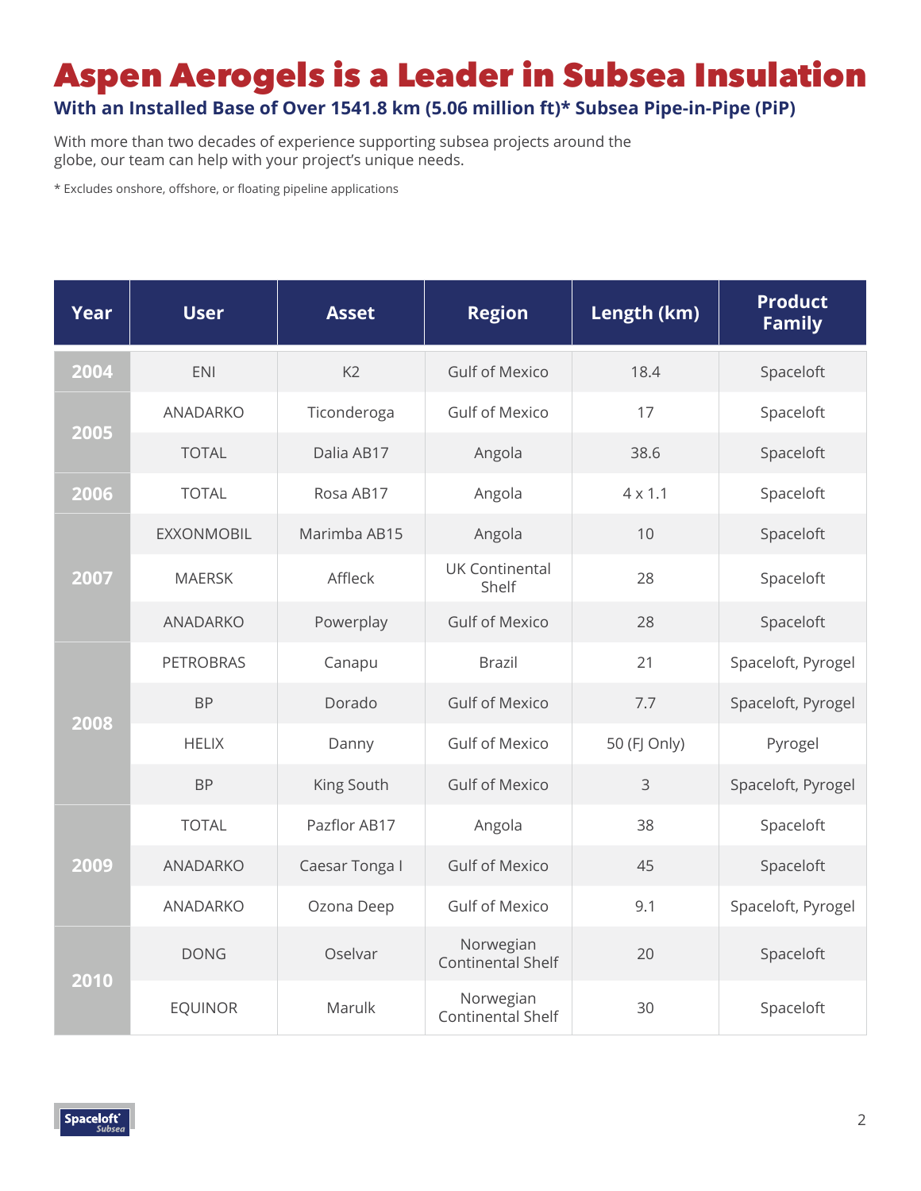# Aspen Aerogels is a Leader in Subsea Insulation

## With an Installed Base of Over 1541.8 km (5.06 million ft)* Subsea Pipe-in-Pipe (PiP)

With more than two decades of experience supporting subsea projects around the globe, our team can help with your project's unique needs.

* Excludes onshore, offshore, or floating pipeline applications

| Year | User | Asset | Region | Length (km) | Product Family |
|---|---|---|---|---|---|
| 2004 | ENI | K2 | Gulf of Mexico | 18.4 | Spaceloft |
| 2005 | ANADARKO | Ticonderoga | Gulf of Mexico | 17 | Spaceloft |
| | TOTAL | Dalia AB17 | Angola | 38.6 | Spaceloft |
| 2006 | TOTAL | Rosa AB17 | Angola | 4 x 1.1 | Spaceloft |
| 2007 | EXXONMOBIL | Marimba AB15 | Angola | 10 | Spaceloft |
| | MAERSK | Affleck | UK Continental Shelf | 28 | Spaceloft |
| | ANADARKO | Powerplay | Gulf of Mexico | 28 | Spaceloft |
| 2008 | PETROBRAS | Canapu | Brazil | 21 | Spaceloft, Pyrogel |
| | BP | Dorado | Gulf of Mexico | 7.7 | Spaceloft, Pyrogel |
| | HELIX | Danny | Gulf of Mexico | 50 (FJ Only) | Pyrogel |
| | BP | King South | Gulf of Mexico | 3 | Spaceloft, Pyrogel |
| 2009 | TOTAL | Pazflor AB17 | Angola | 38 | Spaceloft |
| | ANADARKO | Caesar Tonga I | Gulf of Mexico | 45 | Spaceloft |
| | ANADARKO | Ozona Deep | Gulf of Mexico | 9.1 | Spaceloft, Pyrogel |
| 2010 | DONG | Oselvar | Norwegian Continental Shelf | 20 | Spaceloft |
| | EQUINOR | Marulk | Norwegian Continental Shelf | 30 | Spaceloft |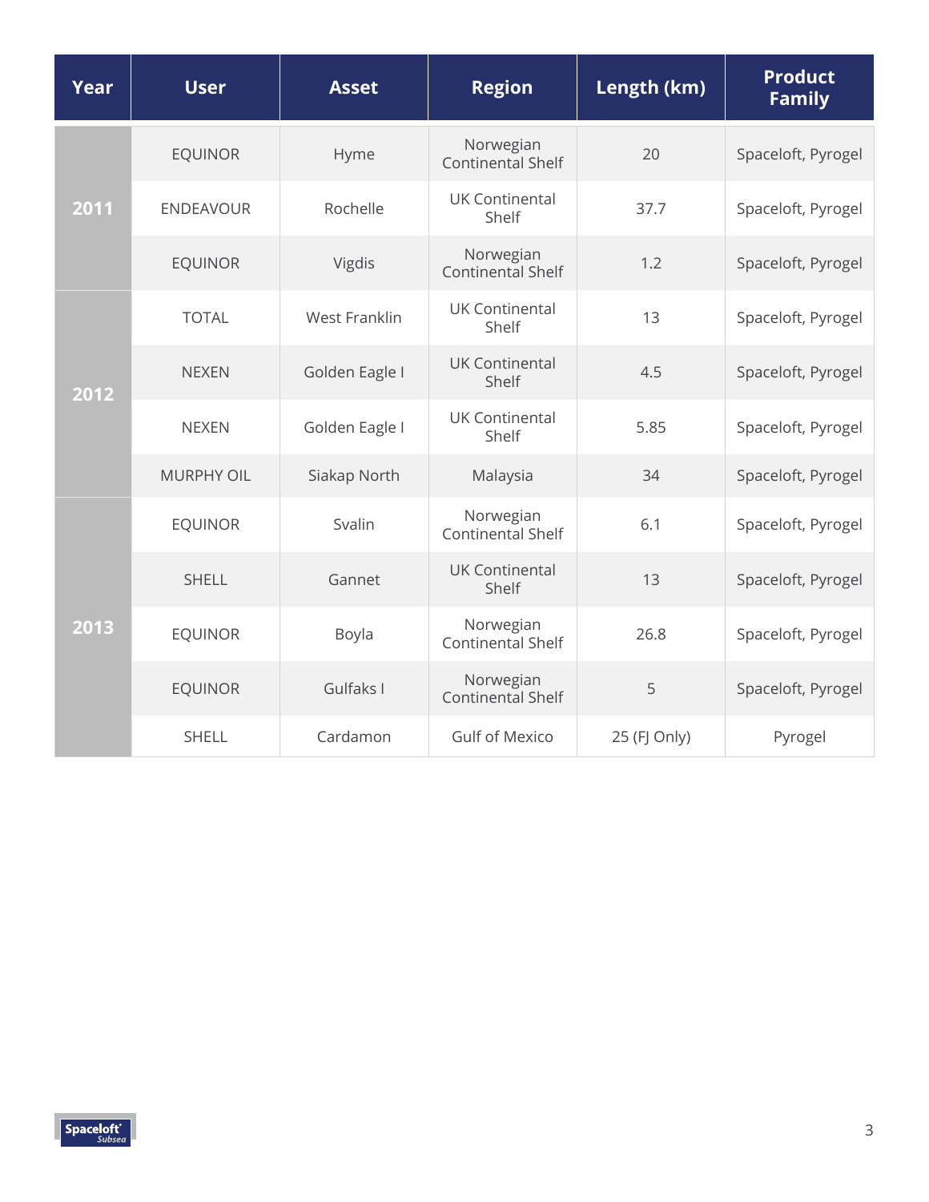| Year | User | Asset | Region | Length (km) | Product Family |
|---|---|---|---|---|---|
| 2011 | EQUINOR | Hyme | Norwegian Continental Shelf | 20 | Spaceloft, Pyrogel |
| | ENDEAVOUR | Rochelle | UK Continental Shelf | 37.7 | Spaceloft, Pyrogel |
| | EQUINOR | Vigdis | Norwegian Continental Shelf | 1.2 | Spaceloft, Pyrogel |
| 2012 | TOTAL | West Franklin | UK Continental Shelf | 13 | Spaceloft, Pyrogel |
| | NEXEN | Golden Eagle I | UK Continental Shelf | 4.5 | Spaceloft, Pyrogel |
| | NEXEN | Golden Eagle I | UK Continental Shelf | 5.85 | Spaceloft, Pyrogel |
| | MURPHY OIL | Siakap North | Malaysia | 34 | Spaceloft, Pyrogel |
| 2013 | EQUINOR | Svalin | Norwegian Continental Shelf | 6.1 | Spaceloft, Pyrogel |
| | SHELL | Gannet | UK Continental Shelf | 13 | Spaceloft, Pyrogel |
| | EQUINOR | Boyla | Norwegian Continental Shelf | 26.8 | Spaceloft, Pyrogel |
| | EQUINOR | Gulfaks I | Norwegian Continental Shelf | 5 | Spaceloft, Pyrogel |
| | SHELL | Cardamon | Gulf of Mexico | 25 (FJ Only) | Pyrogel |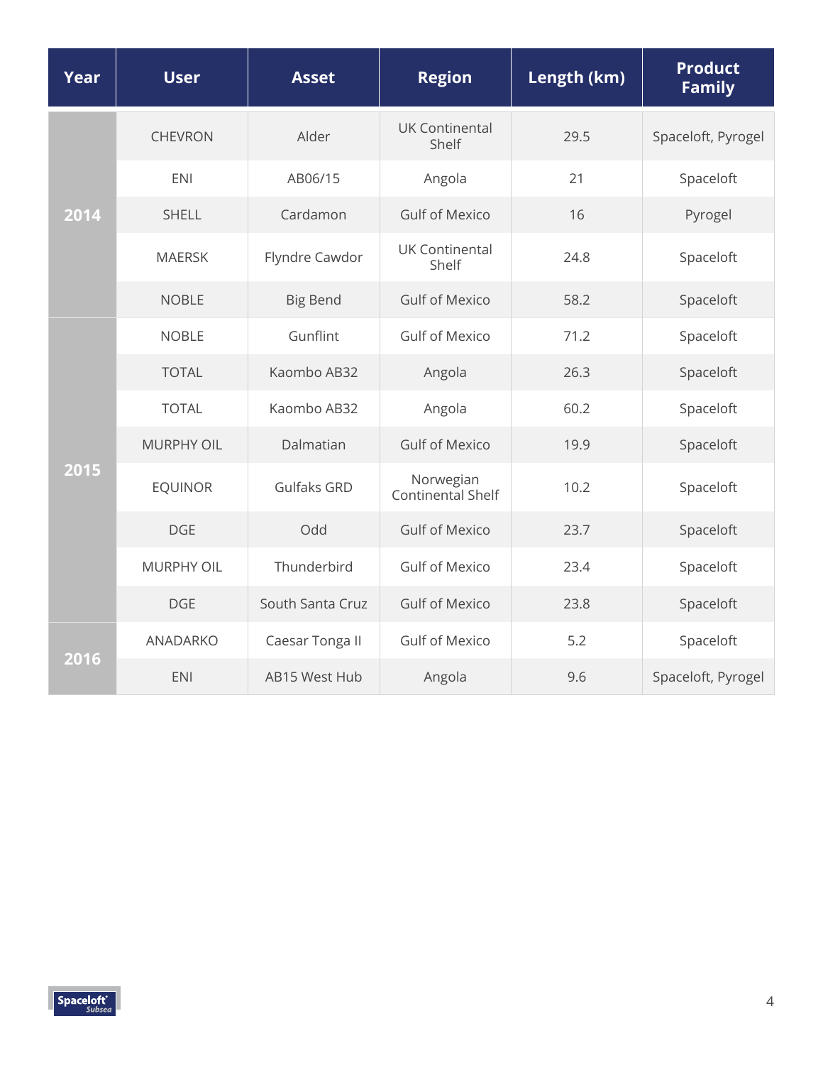| Year | User | Asset | Region | Length (km) | Product Family |
|---|---|---|---|---|---|
| 2014 | CHEVRON | Alder | UK Continental Shelf | 29.5 | Spaceloft, Pyrogel |
| | ENI | AB06/15 | Angola | 21 | Spaceloft |
| | SHELL | Cardamon | Gulf of Mexico | 16 | Pyrogel |
| | MAERSK | Flyndre Cawdor | UK Continental Shelf | 24.8 | Spaceloft |
| | NOBLE | Big Bend | Gulf of Mexico | 58.2 | Spaceloft |
| 2015 | NOBLE | Gunflint | Gulf of Mexico | 71.2 | Spaceloft |
| | TOTAL | Kaombo AB32 | Angola | 26.3 | Spaceloft |
| | TOTAL | Kaombo AB32 | Angola | 60.2 | Spaceloft |
| | MURPHY OIL | Dalmatian | Gulf of Mexico | 19.9 | Spaceloft |
| | EQUINOR | Gulfaks GRD | Norwegian Continental Shelf | 10.2 | Spaceloft |
| | DGE | Odd | Gulf of Mexico | 23.7 | Spaceloft |
| | MURPHY OIL | Thunderbird | Gulf of Mexico | 23.4 | Spaceloft |
| | DGE | South Santa Cruz | Gulf of Mexico | 23.8 | Spaceloft |
| 2016 | ANADARKO | Caesar Tonga II | Gulf of Mexico | 5.2 | Spaceloft |
| | ENI | AB15 West Hub | Angola | 9.6 | Spaceloft, Pyrogel |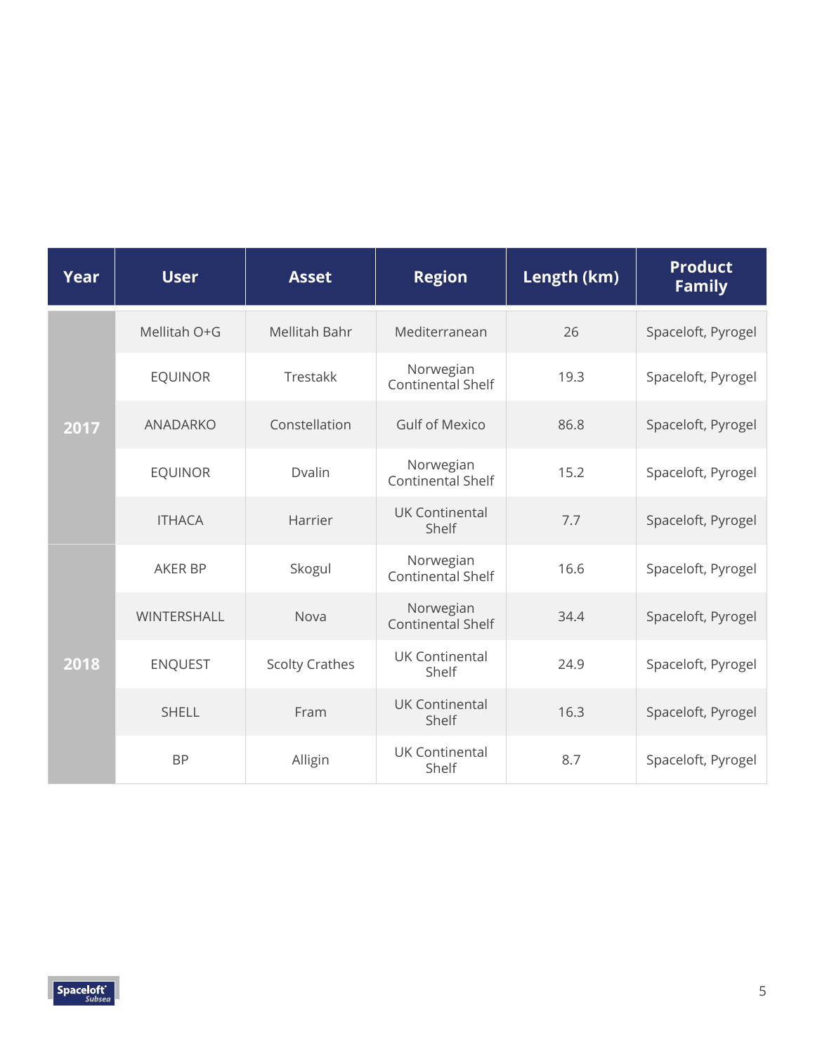| Year | User | Asset | Region | Length (km) | Product Family |
|---|---|---|---|---|---|
| 2017 | Mellitah O+G | Mellitah Bahr | Mediterranean | 26 | Spaceloft, Pyrogel |
| | EQUINOR | Trestakk | Norwegian Continental Shelf | 19.3 | Spaceloft, Pyrogel |
| | ANADARKO | Constellation | Gulf of Mexico | 86.8 | Spaceloft, Pyrogel |
| | EQUINOR | Dvalin | Norwegian Continental Shelf | 15.2 | Spaceloft, Pyrogel |
| | ITHACA | Harrier | UK Continental Shelf | 7.7 | Spaceloft, Pyrogel |
| 2018 | AKER BP | Skogul | Norwegian Continental Shelf | 16.6 | Spaceloft, Pyrogel |
| | WINTERSHALL | Nova | Norwegian Continental Shelf | 34.4 | Spaceloft, Pyrogel |
| | ENQUEST | Scolty Crathes | UK Continental Shelf | 24.9 | Spaceloft, Pyrogel |
| | SHELL | Fram | UK Continental Shelf | 16.3 | Spaceloft, Pyrogel |
| | BP | Alligin | UK Continental Shelf | 8.7 | Spaceloft, Pyrogel |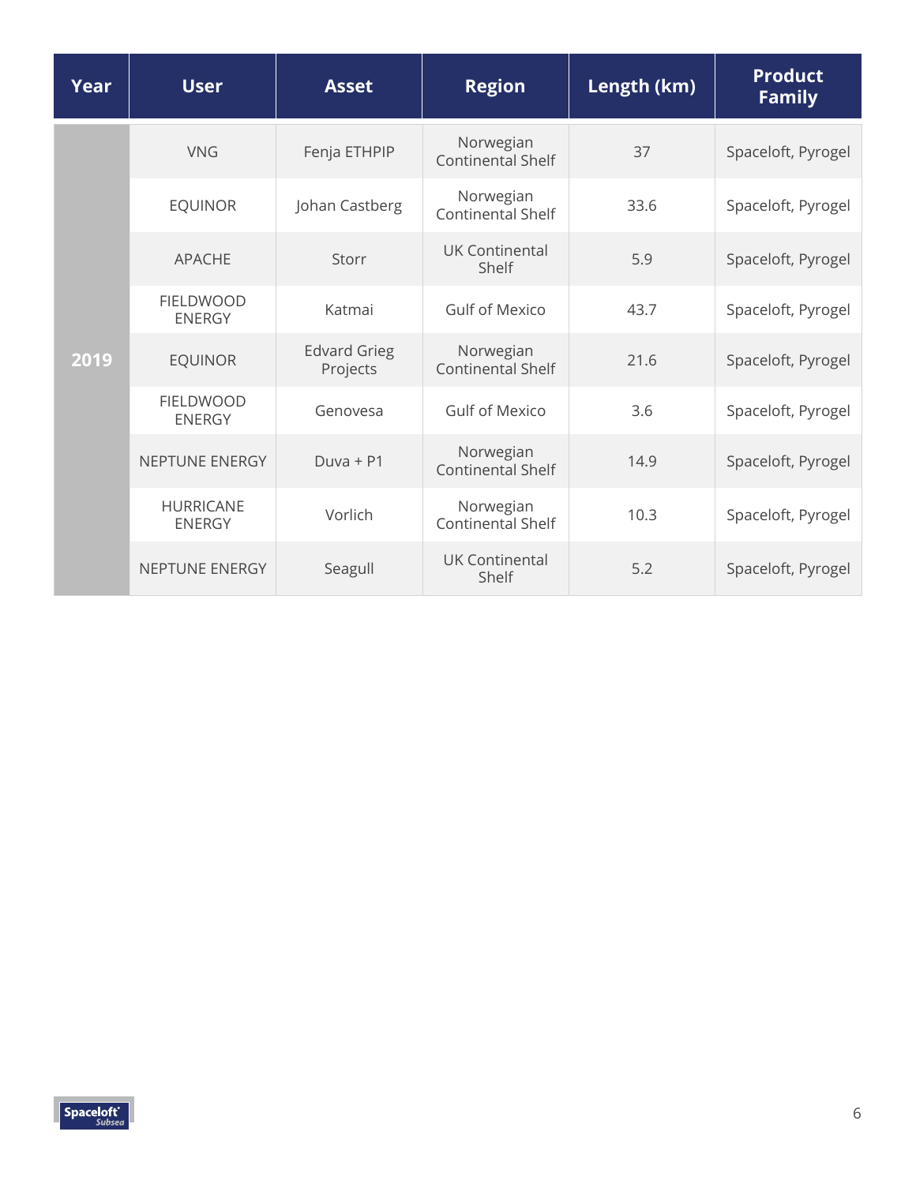| Year | User | Asset | Region | Length (km) | Product Family |
|---|---|---|---|---|---|
| 2019 | VNG | Fenja ETHPIP | Norwegian Continental Shelf | 37 | Spaceloft, Pyrogel |
| | EQUINOR | Johan Castberg | Norwegian Continental Shelf | 33.6 | Spaceloft, Pyrogel |
| | APACHE | Storr | UK Continental Shelf | 5.9 | Spaceloft, Pyrogel |
| | FIELDWOOD ENERGY | Katmai | Gulf of Mexico | 43.7 | Spaceloft, Pyrogel |
| | EQUINOR | Edvard Grieg Projects | Norwegian Continental Shelf | 21.6 | Spaceloft, Pyrogel |
| | FIELDWOOD ENERGY | Genovesa | Gulf of Mexico | 3.6 | Spaceloft, Pyrogel |
| | NEPTUNE ENERGY | Duva + P1 | Norwegian Continental Shelf | 14.9 | Spaceloft, Pyrogel |
| | HURRICANE ENERGY | Vorlich | Norwegian Continental Shelf | 10.3 | Spaceloft, Pyrogel |
| | NEPTUNE ENERGY | Seagull | UK Continental Shelf | 5.2 | Spaceloft, Pyrogel |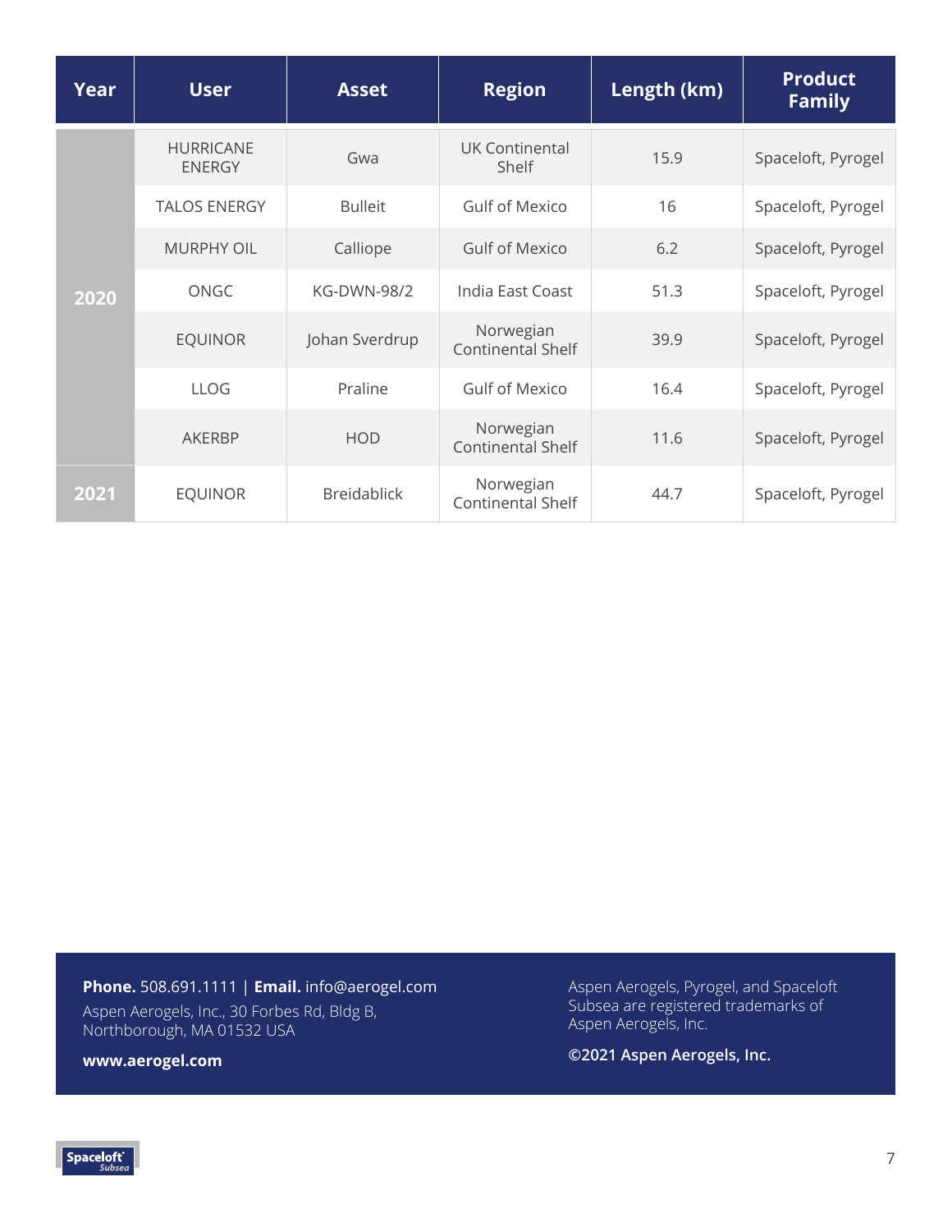| Year | User | Asset | Region | Length (km) | Product Family |
|---|---|---|---|---|---|
| 2020 | HURRICANE ENERGY | Gwa | UK Continental Shelf | 15.9 | Spaceloft, Pyrogel |
| | TALOS ENERGY | Bulleit | Gulf of Mexico | 16 | Spaceloft, Pyrogel |
| | MURPHY OIL | Calliope | Gulf of Mexico | 6.2 | Spaceloft, Pyrogel |
| | ONGC | KG-DWN-98/2 | India East Coast | 51.3 | Spaceloft, Pyrogel |
| | EQUINOR | Johan Sverdrup | Norwegian Continental Shelf | 39.9 | Spaceloft, Pyrogel |
| | LLOG | Praline | Gulf of Mexico | 16.4 | Spaceloft, Pyrogel |
| | AKERBP | HOD | Norwegian Continental Shelf | 11.6 | Spaceloft, Pyrogel |
| 2021 | EQUINOR | Breidablick | Norwegian Continental Shelf | 44.7 | Spaceloft, Pyrogel |

**Phone.** 508.691.1111 | **Email.** info@aerogel.com

Aspen Aerogels, Inc., 30 Forbes Rd, Bldg B, Northborough, MA 01532 USA

**www.aerogel.com**

Aspen Aerogels, Pyrogel, and Spaceloft Subsea are registered trademarks of Aspen Aerogels, Inc.

**©2021 Aspen Aerogels, Inc.**